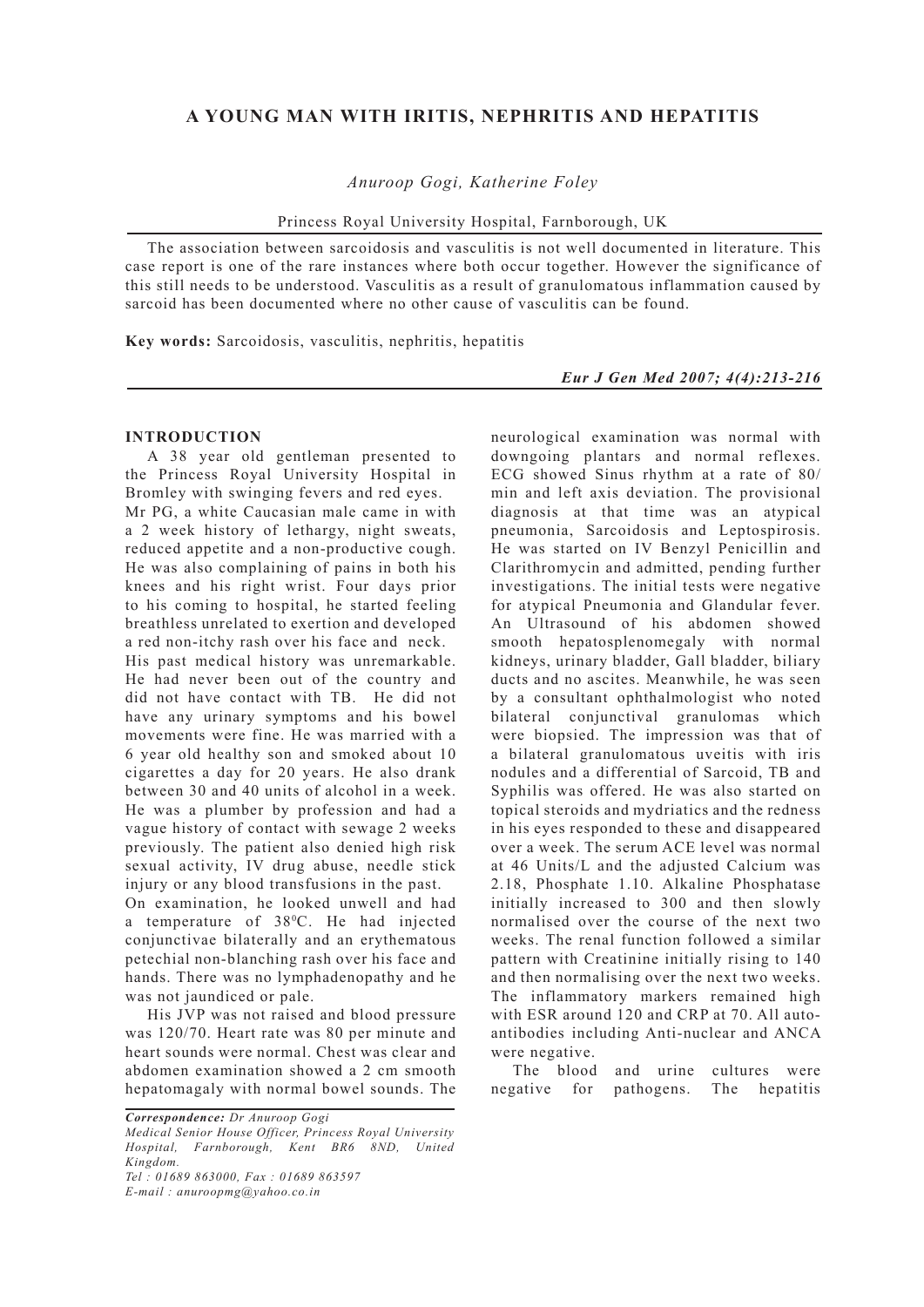# A YOUNG MAN WITH IRITIS, NEPHRITIS AND HEPATITIS

*Anuroop Gogi, Katherine Foley*

Princess Royal University Hospital, Farnborough, UK

The association between sarcoidosis and vasculitis is not well documented in literature. This case report is one of the rare instances where both occur together. However the significance of this still needs to be understood. Vasculitis as a result of granulomatous inflammation caused by sarcoid has been documented where no other cause of vasculitis can be found.

**Key words:** Sarcoidosis, vasculitis, nephritis, hepatitis

*Eur J Gen Med 2007; 4(4):213-216*

## INTRODUCTION

A 38 year old gentleman presented to the Princess Royal University Hospital in Bromley with swinging fevers and red eyes. Mr PG, a white Caucasian male came in with a 2 week history of lethargy, night sweats, reduced appetite and a non-productive cough. He was also complaining of pains in both his knees and his right wrist. Four days prior to his coming to hospital, he started feeling breathless unrelated to exertion and developed a red non-itchy rash over his face and neck. His past medical history was unremarkable. He had never been out of the country and did not have contact with TB. He did not have any urinary symptoms and his bowel movements were fine. He was married with a 6 year old healthy son and smoked about 10 cigarettes a day for 20 years. He also drank between 30 and 40 units of alcohol in a week. He was a plumber by profession and had a vague history of contact with sewage 2 weeks previously. The patient also denied high risk sexual activity, IV drug abuse, needle stick injury or any blood transfusions in the past. On examination, he looked unwell and had a temperature of $38^0$C. He had injected conjunctivae bilaterally and an erythematous petechial non-blanching rash over his face and hands. There was no lymphadenopathy and he was not jaundiced or pale.

His JVP was not raised and blood pressure was 120/70. Heart rate was 80 per minute and heart sounds were normal. Chest was clear and abdomen examination showed a 2 cm smooth hepatomagaly with normal bowel sounds. The neurological examination was normal with downgoing plantars and normal reflexes. ECG showed Sinus rhythm at a rate of 80/min and left axis deviation. The provisional diagnosis at that time was an atypical pneumonia, Sarcoidosis and Leptospirosis. He was started on IV Benzyl Penicillin and Clarithromycin and admitted, pending further investigations. The initial tests were negative for atypical Pneumonia and Glandular fever. An Ultrasound of his abdomen showed smooth hepatosplenomegaly with normal kidneys, urinary bladder, Gall bladder, biliary ducts and no ascites. Meanwhile, he was seen by a consultant ophthalmologist who noted bilateral conjunctival granulomas which were biopsied. The impression was that of a bilateral granulomatous uveitis with iris nodules and a differential of Sarcoid, TB and Syphilis was offered. He was also started on topical steroids and mydriatics and the redness in his eyes responded to these and disappeared over a week. The serum ACE level was normal at 46 Units/L and the adjusted Calcium was 2.18, Phosphate 1.10. Alkaline Phosphatase initially increased to 300 and then slowly normalised over the course of the next two weeks. The renal function followed a similar pattern with Creatinine initially rising to 140 and then normalising over the next two weeks. The inflammatory markers remained high with ESR around 120 and CRP at 70. All auto-antibodies including Anti-nuclear and ANCA were negative.

The blood and urine cultures were negative for pathogens. The hepatitis

*Correspondence: Dr Anuroop Gogi*
*Medical Senior House Officer, Princess Royal University Hospital, Farnborough, Kent BR6 8ND, United Kingdom.*
*Tel : 01689 863000, Fax : 01689 863597*
*E-mail : anuroopmg@yahoo.co.in*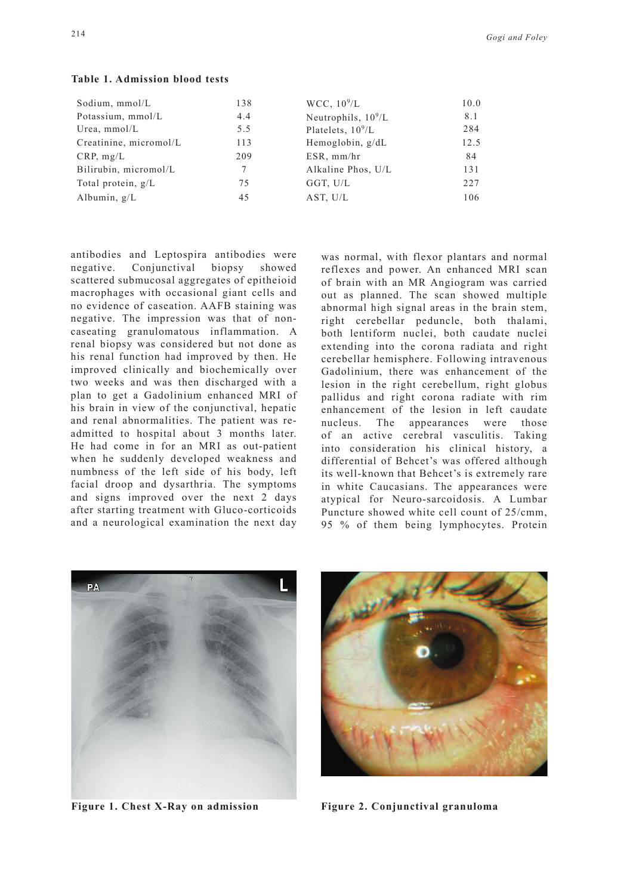**Table 1. Admission blood tests**

| | | | |
|---|---|---|---|
| Sodium, mmol/L | 138 | WCC, $10^9$/L | 10.0 |
| Potassium, mmol/L | 4.4 | Neutrophils, $10^9$/L | 8.1 |
| Urea, mmol/L | 5.5 | Platelets, $10^9$/L | 284 |
| Creatinine, micromol/L | 113 | Hemoglobin, g/dL | 12.5 |
| CRP, mg/L | 209 | ESR, mm/hr | 84 |
| Bilirubin, micromol/L | 7 | Alkaline Phos, U/L | 131 |
| Total protein, g/L | 75 | GGT, U/L | 227 |
| Albumin, g/L | 45 | AST, U/L | 106 |

antibodies and Leptospira antibodies were negative. Conjunctival biopsy showed scattered submucosal aggregates of epitheioid macrophages with occasional giant cells and no evidence of caseation. AAFB staining was negative. The impression was that of non-caseating granulomatous inflammation. A renal biopsy was considered but not done as his renal function had improved by then. He improved clinically and biochemically over two weeks and was then discharged with a plan to get a Gadolinium enhanced MRI of his brain in view of the conjunctival, hepatic and renal abnormalities. The patient was re-admitted to hospital about 3 months later. He had come in for an MRI as out-patient when he suddenly developed weakness and numbness of the left side of his body, left facial droop and dysarthria. The symptoms and signs improved over the next 2 days after starting treatment with Gluco-corticoids and a neurological examination the next day was normal, with flexor plantars and normal reflexes and power. An enhanced MRI scan of brain with an MR Angiogram was carried out as planned. The scan showed multiple abnormal high signal areas in the brain stem, right cerebellar peduncle, both thalami, both lentiform nuclei, both caudate nuclei extending into the corona radiata and right cerebellar hemisphere. Following intravenous Gadolinium, there was enhancement of the lesion in the right cerebellum, right globus pallidus and right corona radiate with rim enhancement of the lesion in left caudate nucleus. The appearances were those of an active cerebral vasculitis. Taking into consideration his clinical history, a differential of Behcet's was offered although its well-known that Behcet's is extremely rare in white Caucasians. The appearances were atypical for Neuro-sarcoidosis. A Lumbar Puncture showed white cell count of 25/cmm, 95 % of them being lymphocytes. Protein

**Figure 1. Chest X-Ray on admission**

**Figure 2. Conjunctival granuloma**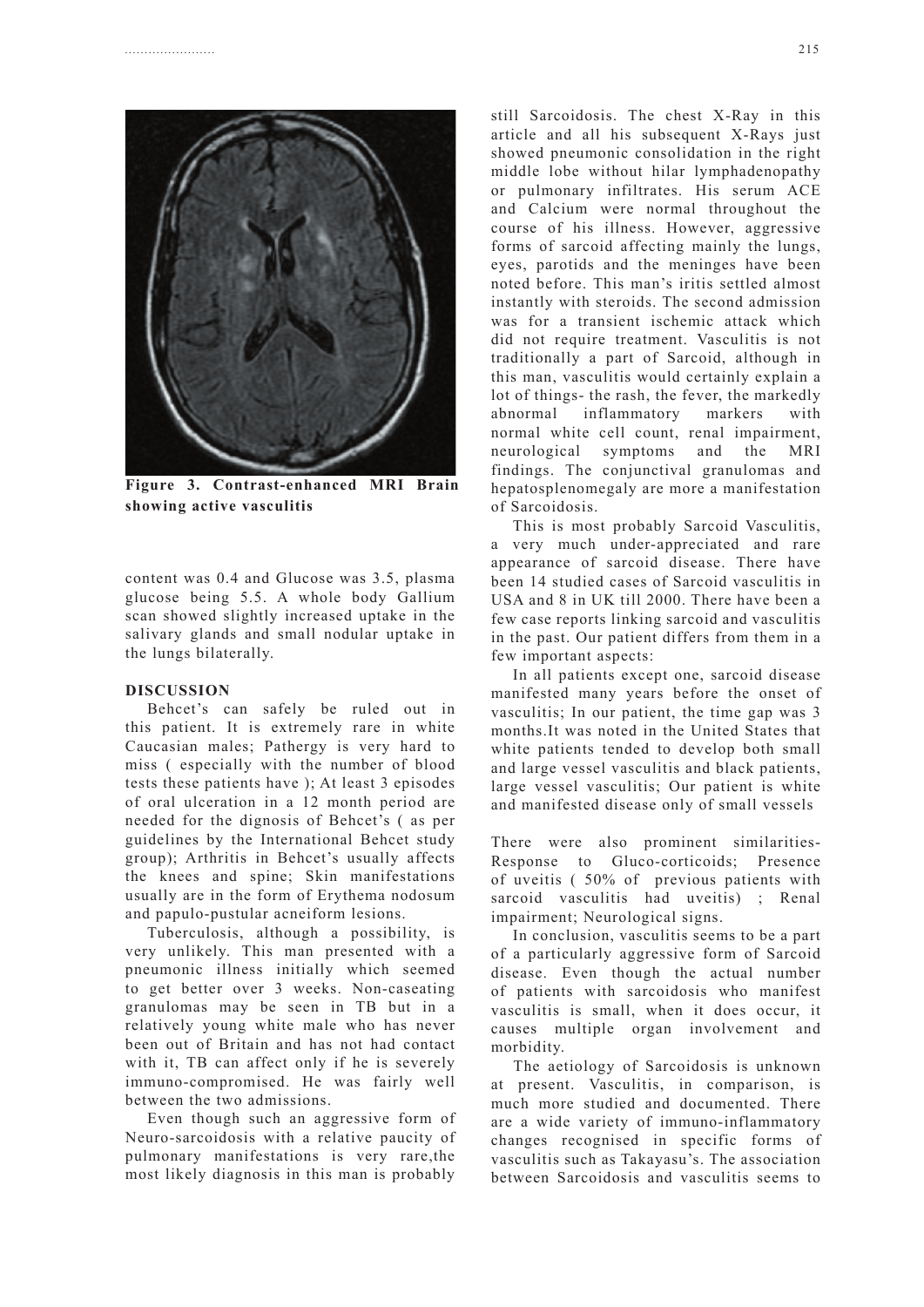**Figure 3. Contrast-enhanced MRI Brain showing active vasculitis**

content was 0.4 and Glucose was 3.5, plasma glucose being 5.5. A whole body Gallium scan showed slightly increased uptake in the salivary glands and small nodular uptake in the lungs bilaterally.

## DISCUSSION

Behcet's can safely be ruled out in this patient. It is extremely rare in white Caucasian males; Pathergy is very hard to miss ( especially with the number of blood tests these patients have ); At least 3 episodes of oral ulceration in a 12 month period are needed for the dignosis of Behcet's ( as per guidelines by the International Behcet study group); Arthritis in Behcet's usually affects the knees and spine; Skin manifestations usually are in the form of Erythema nodosum and papulo-pustular acneiform lesions.

Tuberculosis, although a possibility, is very unlikely. This man presented with a pneumonic illness initially which seemed to get better over 3 weeks. Non-caseating granulomas may be seen in TB but in a relatively young white male who has never been out of Britain and has not had contact with it, TB can affect only if he is severely immuno-compromised. He was fairly well between the two admissions.

Even though such an aggressive form of Neuro-sarcoidosis with a relative paucity of pulmonary manifestations is very rare,the most likely diagnosis in this man is probably still Sarcoidosis. The chest X-Ray in this article and all his subsequent X-Rays just showed pneumonic consolidation in the right middle lobe without hilar lymphadenopathy or pulmonary infiltrates. His serum ACE and Calcium were normal throughout the course of his illness. However, aggressive forms of sarcoid affecting mainly the lungs, eyes, parotids and the meninges have been noted before. This man's iritis settled almost instantly with steroids. The second admission was for a transient ischemic attack which did not require treatment. Vasculitis is not traditionally a part of Sarcoid, although in this man, vasculitis would certainly explain a lot of things- the rash, the fever, the markedly abnormal inflammatory markers with normal white cell count, renal impairment, neurological symptoms and the MRI findings. The conjunctival granulomas and hepatosplenomegaly are more a manifestation of Sarcoidosis.

This is most probably Sarcoid Vasculitis, a very much under-appreciated and rare appearance of sarcoid disease. There have been 14 studied cases of Sarcoid vasculitis in USA and 8 in UK till 2000. There have been a few case reports linking sarcoid and vasculitis in the past. Our patient differs from them in a few important aspects:

In all patients except one, sarcoid disease manifested many years before the onset of vasculitis; In our patient, the time gap was 3 months.It was noted in the United States that white patients tended to develop both small and large vessel vasculitis and black patients, large vessel vasculitis; Our patient is white and manifested disease only of small vessels

There were also prominent similarities- Response to Gluco-corticoids; Presence of uveitis ( 50% of previous patients with sarcoid vasculitis had uveitis) ; Renal impairment; Neurological signs.

In conclusion, vasculitis seems to be a part of a particularly aggressive form of Sarcoid disease. Even though the actual number of patients with sarcoidosis who manifest vasculitis is small, when it does occur, it causes multiple organ involvement and morbidity.

The aetiology of Sarcoidosis is unknown at present. Vasculitis, in comparison, is much more studied and documented. There are a wide variety of immuno-inflammatory changes recognised in specific forms of vasculitis such as Takayasu's. The association between Sarcoidosis and vasculitis seems to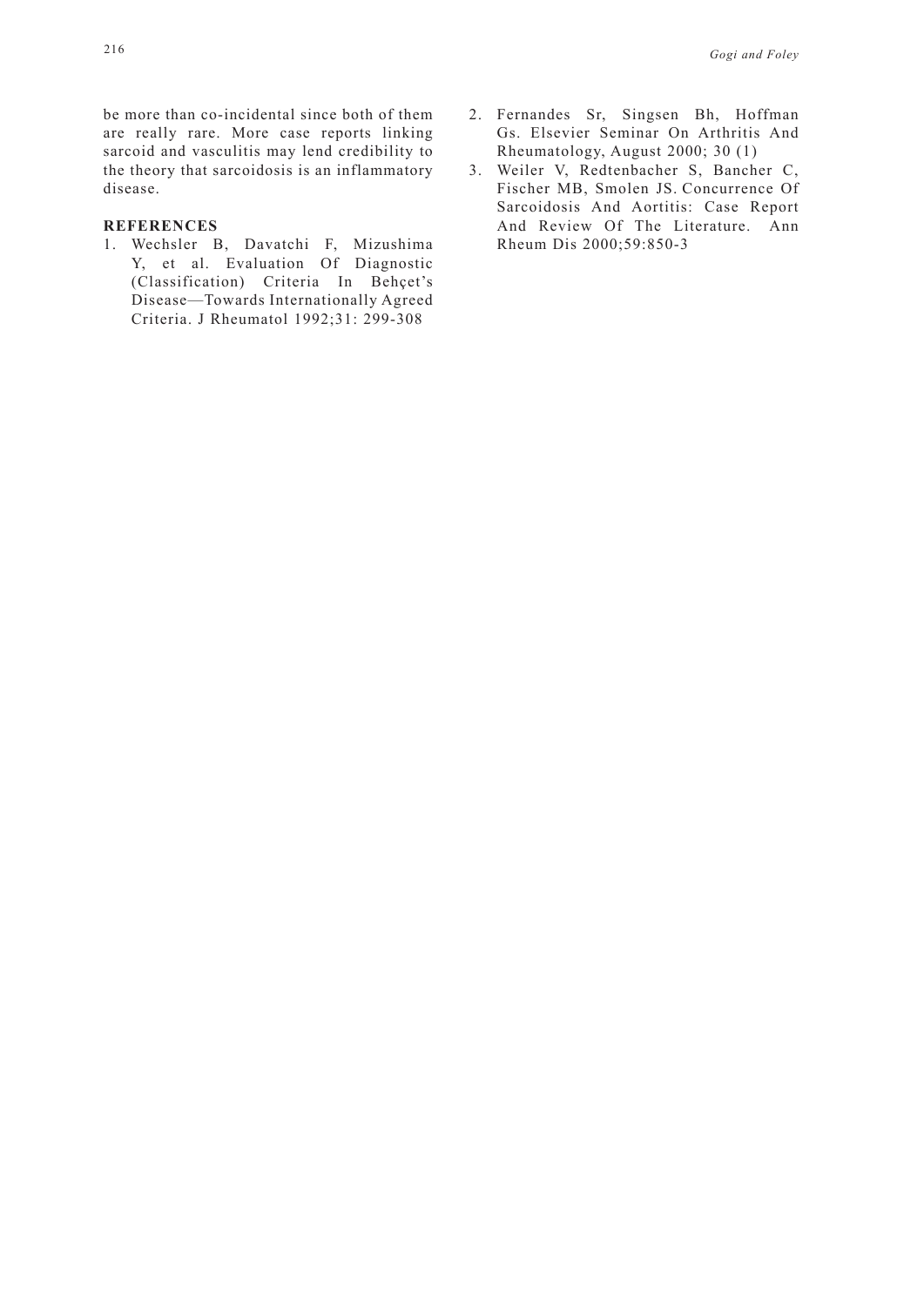be more than co-incidental since both of them are really rare. More case reports linking sarcoid and vasculitis may lend credibility to the theory that sarcoidosis is an inflammatory disease.

## REFERENCES

1. Wechsler B, Davatchi F, Mizushima Y, et al. Evaluation Of Diagnostic (Classification) Criteria In Behçet's Disease—Towards Internationally Agreed Criteria. J Rheumatol 1992;31: 299-308
2. Fernandes Sr, Singsen Bh, Hoffman Gs. Elsevier Seminar On Arthritis And Rheumatology, August 2000; 30 (1)
3. Weiler V, Redtenbacher S, Bancher C, Fischer MB, Smolen JS. Concurrence Of Sarcoidosis And Aortitis: Case Report And Review Of The Literature. Ann Rheum Dis 2000;59:850-3